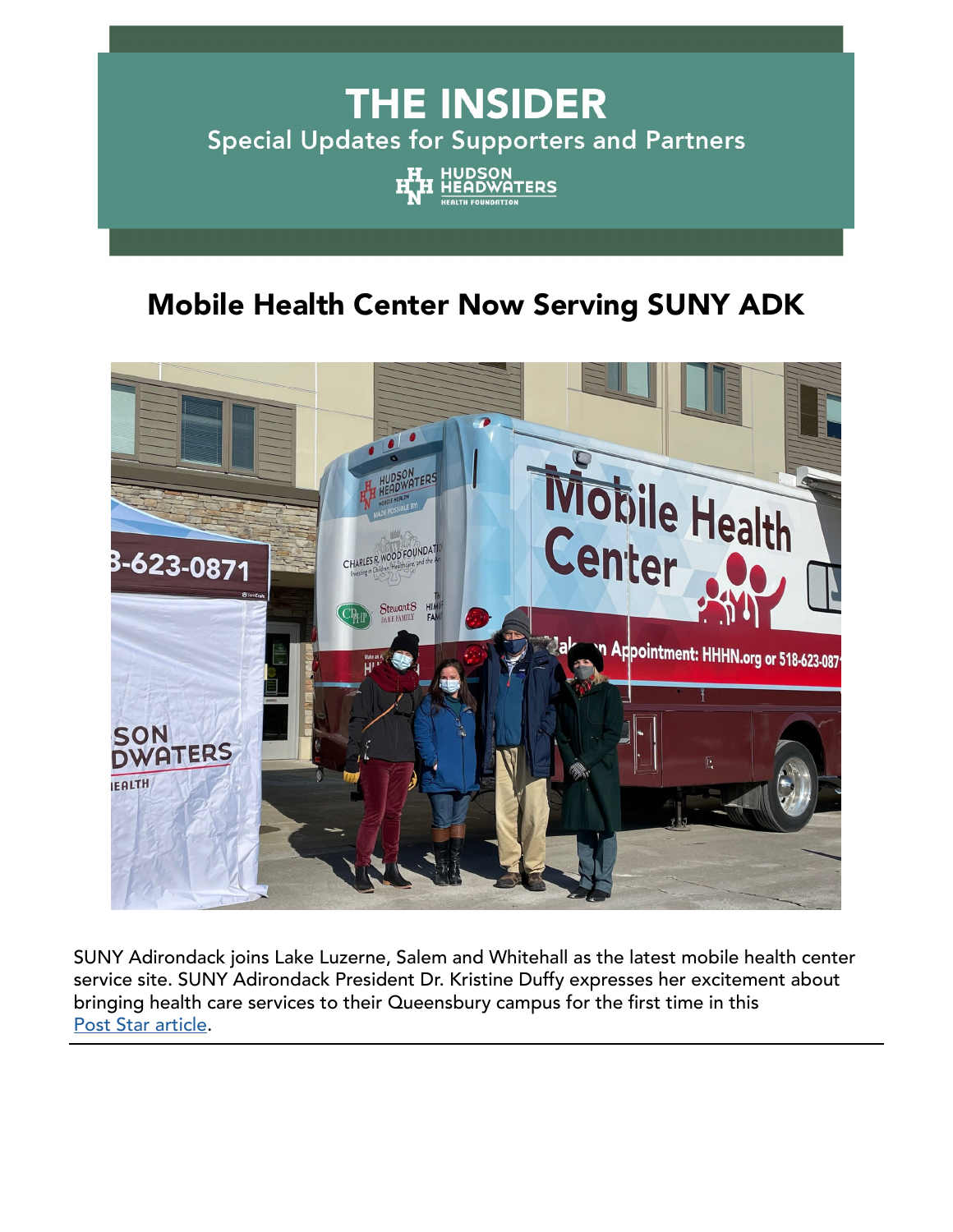# THE INSIDER

Special Updates for Supporters and Partners

HUDSON HEADWATERS HEALTH FOUNDATION

## Mobile Health Center Now Serving SUNY ADK

SUNY Adirondack joins Lake Luzerne, Salem and Whitehall as the latest mobile health center service site. SUNY Adirondack President Dr. Kristine Duffy expresses her excitement about bringing health care services to their Queensbury campus for the first time in this Post Star article.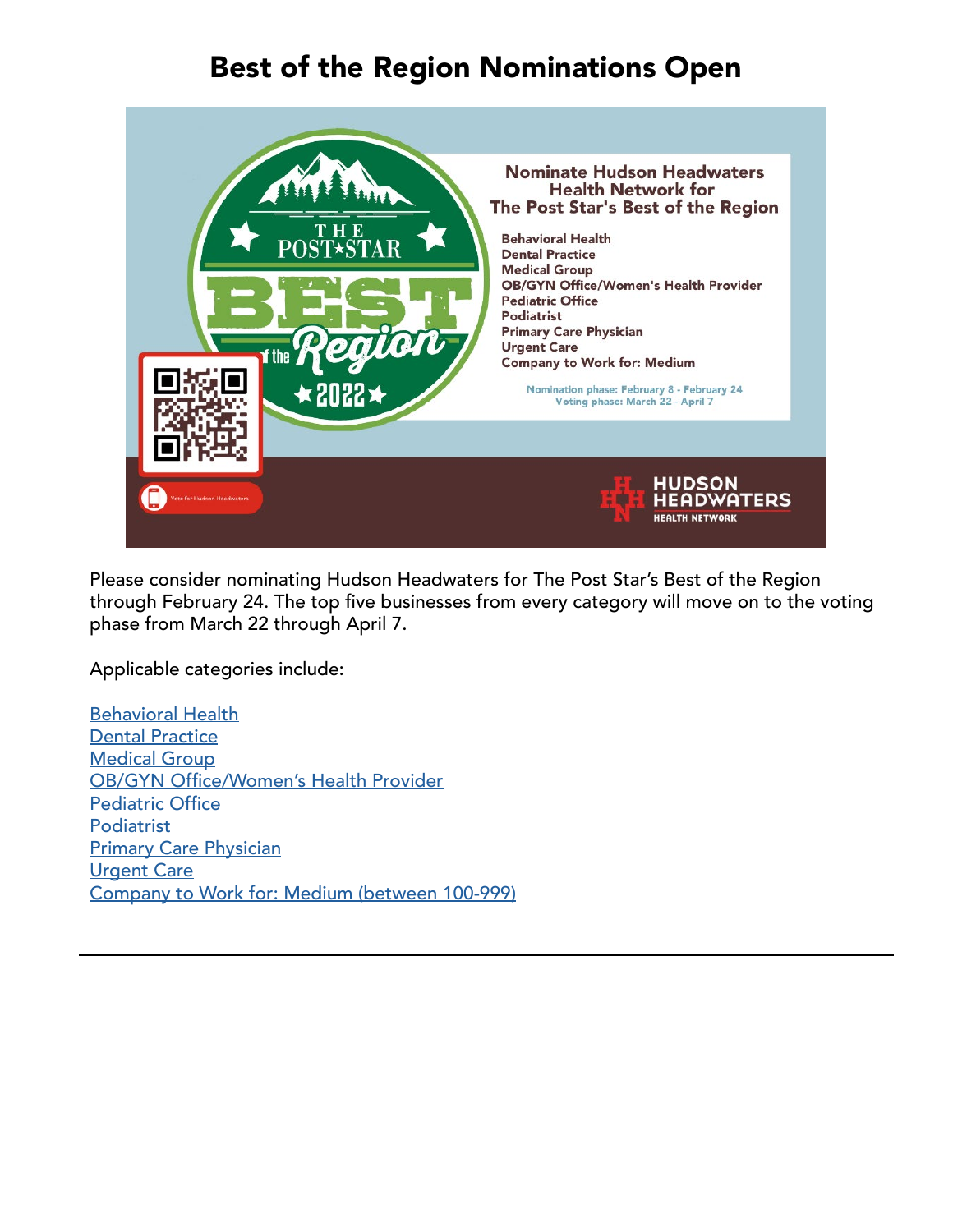# Best of the Region Nominations Open

Please consider nominating Hudson Headwaters for The Post Star's Best of the Region through February 24. The top five businesses from every category will move on to the voting phase from March 22 through April 7.

Applicable categories include:

Behavioral Health
Dental Practice
Medical Group
OB/GYN Office/Women's Health Provider
Pediatric Office
Podiatrist
Primary Care Physician
Urgent Care
Company to Work for: Medium (between 100-999)

---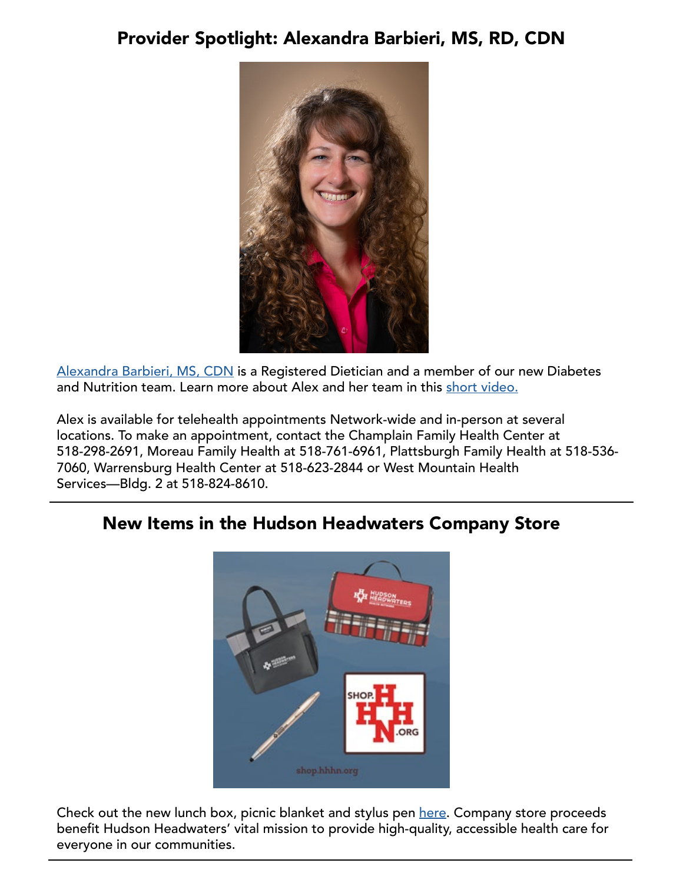## Provider Spotlight: Alexandra Barbieri, MS, RD, CDN

Alexandra Barbieri, MS, CDN is a Registered Dietician and a member of our new Diabetes and Nutrition team. Learn more about Alex and her team in this short video.

Alex is available for telehealth appointments Network-wide and in-person at several locations. To make an appointment, contact the Champlain Family Health Center at 518-298-2691, Moreau Family Health at 518-761-6961, Plattsburgh Family Health at 518-536-7060, Warrensburg Health Center at 518-623-2844 or West Mountain Health Services—Bldg. 2 at 518-824-8610.

---

## New Items in the Hudson Headwaters Company Store

Check out the new lunch box, picnic blanket and stylus pen here. Company store proceeds benefit Hudson Headwaters' vital mission to provide high-quality, accessible health care for everyone in our communities.

---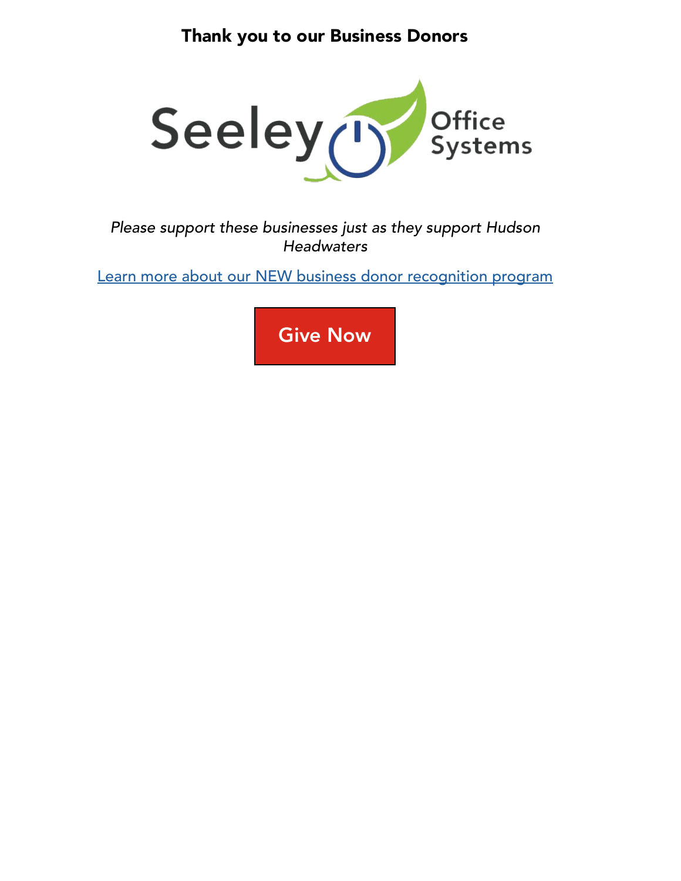**Thank you to our Business Donors**

Seeley Office Systems

*Please support these businesses just as they support Hudson Headwaters*

Learn more about our NEW business donor recognition program

Give Now